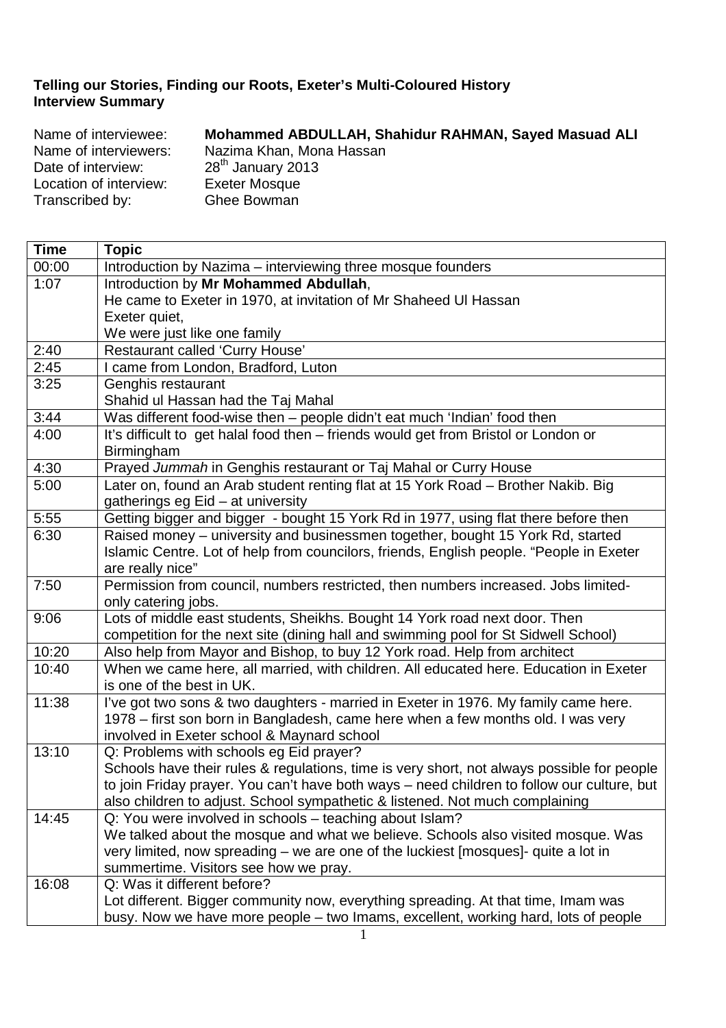**Telling our Stories, Finding our Roots, Exeter's Multi-Coloured History**
**Interview Summary**

Name of interviewee: **Mohammed ABDULLAH, Shahidur RAHMAN, Sayed Masuad ALI**
Name of interviewers: Nazima Khan, Mona Hassan
Date of interview: 28th January 2013
Location of interview: Exeter Mosque
Transcribed by: Ghee Bowman

| Time | Topic |
|---|---|
| 00:00 | Introduction by Nazima – interviewing three mosque founders |
| 1:07 | Introduction by **Mr Mohammed Abdullah**,<br>He came to Exeter in 1970, at invitation of Mr Shaheed Ul Hassan<br>Exeter quiet,<br>We were just like one family |
| 2:40 | Restaurant called 'Curry House' |
| 2:45 | I came from London, Bradford, Luton |
| 3:25 | Genghis restaurant<br>Shahid ul Hassan had the Taj Mahal |
| 3:44 | Was different food-wise then – people didn't eat much 'Indian' food then |
| 4:00 | It's difficult to get halal food then – friends would get from Bristol or London or Birmingham |
| 4:30 | Prayed *Jummah* in Genghis restaurant or Taj Mahal or Curry House |
| 5:00 | Later on, found an Arab student renting flat at 15 York Road – Brother Nakib. Big gatherings eg Eid – at university |
| 5:55 | Getting bigger and bigger - bought 15 York Rd in 1977, using flat there before then |
| 6:30 | Raised money – university and businessmen together, bought 15 York Rd, started Islamic Centre. Lot of help from councilors, friends, English people. "People in Exeter are really nice" |
| 7:50 | Permission from council, numbers restricted, then numbers increased. Jobs limited- only catering jobs. |
| 9:06 | Lots of middle east students, Sheikhs. Bought 14 York road next door. Then competition for the next site (dining hall and swimming pool for St Sidwell School) |
| 10:20 | Also help from Mayor and Bishop, to buy 12 York road. Help from architect |
| 10:40 | When we came here, all married, with children. All educated here. Education in Exeter is one of the best in UK. |
| 11:38 | I've got two sons & two daughters - married in Exeter in 1976. My family came here. 1978 – first son born in Bangladesh, came here when a few months old. I was very involved in Exeter school & Maynard school |
| 13:10 | Q: Problems with schools eg Eid prayer?<br>Schools have their rules & regulations, time is very short, not always possible for people to join Friday prayer. You can't have both ways – need children to follow our culture, but also children to adjust. School sympathetic & listened. Not much complaining |
| 14:45 | Q: You were involved in schools – teaching about Islam?<br>We talked about the mosque and what we believe. Schools also visited mosque. Was very limited, now spreading – we are one of the luckiest [mosques]- quite a lot in summertime. Visitors see how we pray. |
| 16:08 | Q: Was it different before?<br>Lot different. Bigger community now, everything spreading. At that time, Imam was busy. Now we have more people – two Imams, excellent, working hard, lots of people |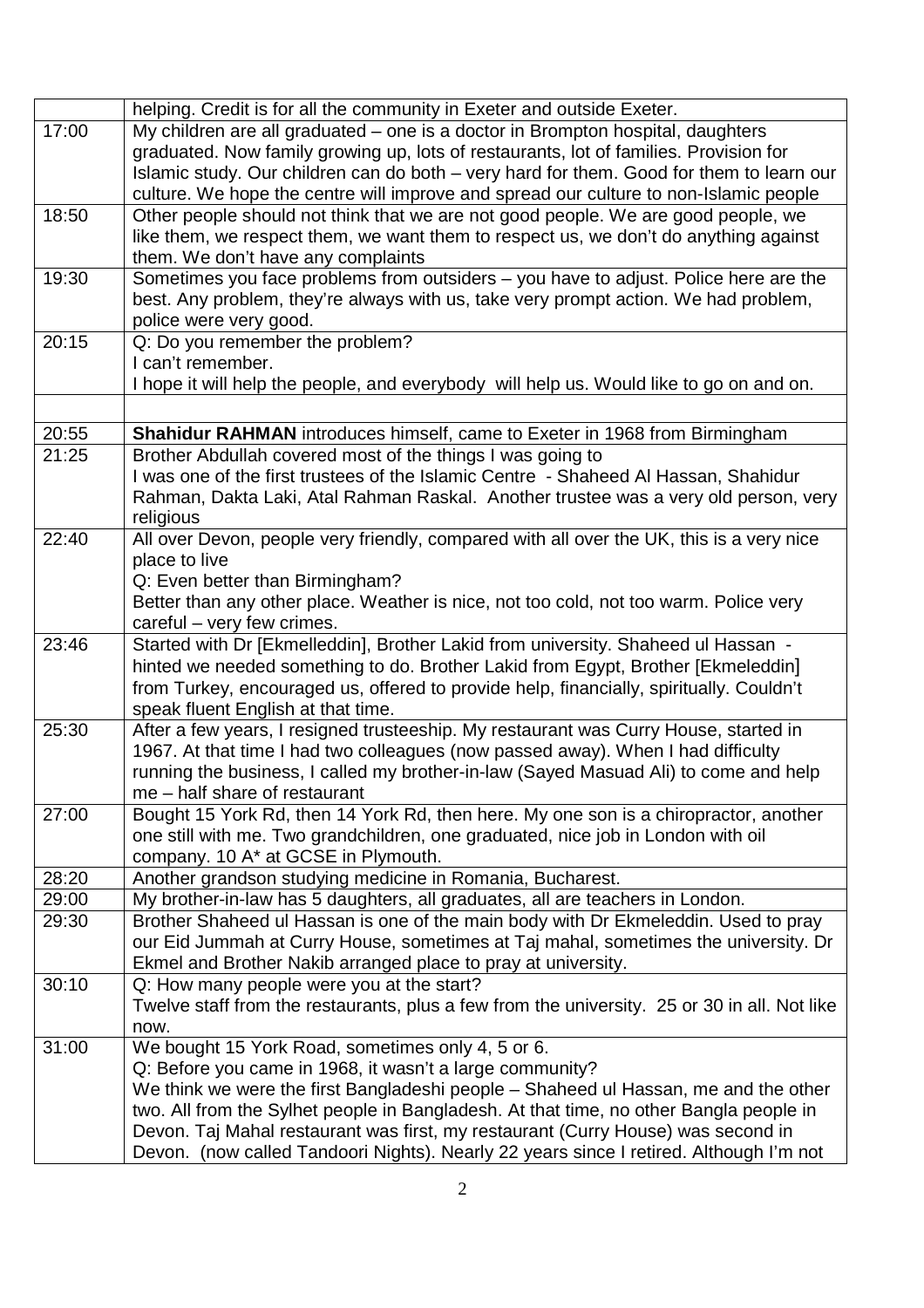| | |
|---|---|
| | helping. Credit is for all the community in Exeter and outside Exeter. |
| 17:00 | My children are all graduated – one is a doctor in Brompton hospital, daughters graduated. Now family growing up, lots of restaurants, lot of families. Provision for Islamic study. Our children can do both – very hard for them. Good for them to learn our culture. We hope the centre will improve and spread our culture to non-Islamic people |
| 18:50 | Other people should not think that we are not good people. We are good people, we like them, we respect them, we want them to respect us, we don't do anything against them. We don't have any complaints |
| 19:30 | Sometimes you face problems from outsiders – you have to adjust. Police here are the best. Any problem, they're always with us, take very prompt action. We had problem, police were very good. |
| 20:15 | Q: Do you remember the problem?<br>I can't remember.<br>I hope it will help the people, and everybody will help us. Would like to go on and on. |
| | |
| 20:55 | **Shahidur RAHMAN** introduces himself, came to Exeter in 1968 from Birmingham |
| 21:25 | Brother Abdullah covered most of the things I was going to<br>I was one of the first trustees of the Islamic Centre - Shaheed Al Hassan, Shahidur Rahman, Dakta Laki, Atal Rahman Raskal. Another trustee was a very old person, very religious |
| 22:40 | All over Devon, people very friendly, compared with all over the UK, this is a very nice place to live<br>Q: Even better than Birmingham?<br>Better than any other place. Weather is nice, not too cold, not too warm. Police very careful – very few crimes. |
| 23:46 | Started with Dr [Ekmelleddin], Brother Lakid from university. Shaheed ul Hassan - hinted we needed something to do. Brother Lakid from Egypt, Brother [Ekmeleddin] from Turkey, encouraged us, offered to provide help, financially, spiritually. Couldn't speak fluent English at that time. |
| 25:30 | After a few years, I resigned trusteeship. My restaurant was Curry House, started in 1967. At that time I had two colleagues (now passed away). When I had difficulty running the business, I called my brother-in-law (Sayed Masuad Ali) to come and help me – half share of restaurant |
| 27:00 | Bought 15 York Rd, then 14 York Rd, then here. My one son is a chiropractor, another one still with me. Two grandchildren, one graduated, nice job in London with oil company. 10 A* at GCSE in Plymouth. |
| 28:20 | Another grandson studying medicine in Romania, Bucharest. |
| 29:00 | My brother-in-law has 5 daughters, all graduates, all are teachers in London. |
| 29:30 | Brother Shaheed ul Hassan is one of the main body with Dr Ekmeleddin. Used to pray our Eid Jummah at Curry House, sometimes at Taj mahal, sometimes the university. Dr Ekmel and Brother Nakib arranged place to pray at university. |
| 30:10 | Q: How many people were you at the start?<br>Twelve staff from the restaurants, plus a few from the university. 25 or 30 in all. Not like now. |
| 31:00 | We bought 15 York Road, sometimes only 4, 5 or 6.<br>Q: Before you came in 1968, it wasn't a large community?<br>We think we were the first Bangladeshi people – Shaheed ul Hassan, me and the other two. All from the Sylhet people in Bangladesh. At that time, no other Bangla people in Devon. Taj Mahal restaurant was first, my restaurant (Curry House) was second in Devon. (now called Tandoori Nights). Nearly 22 years since I retired. Although I'm not |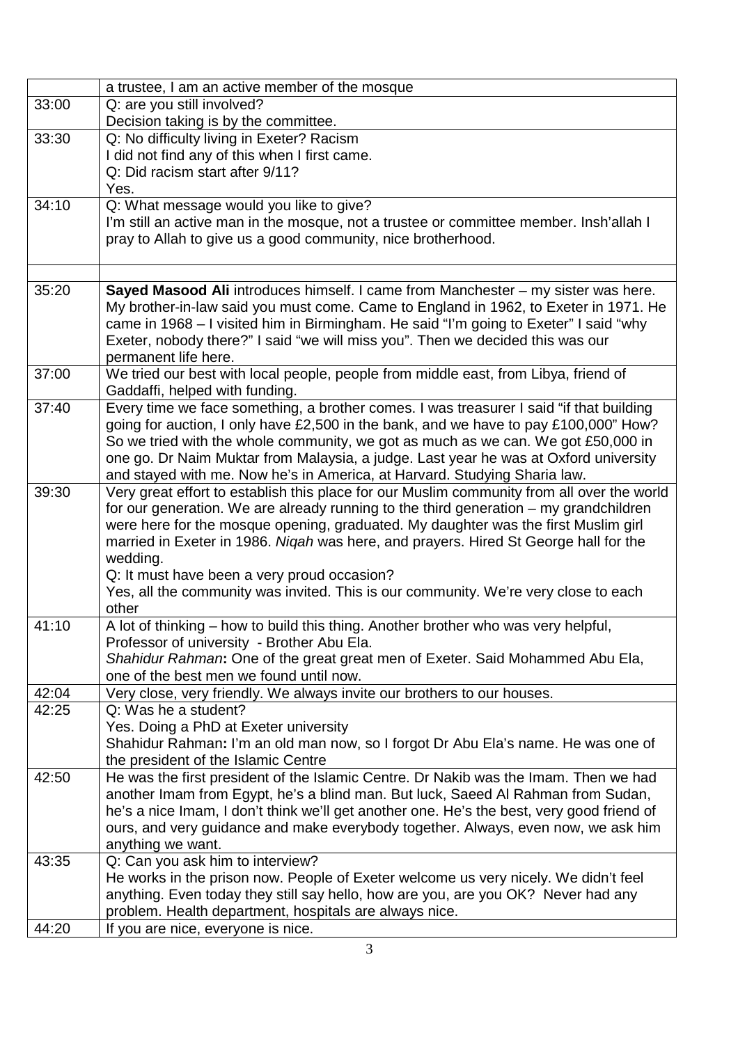| | |
|---|---|
| | a trustee, I am an active member of the mosque |
| 33:00 | Q: are you still involved?<br>Decision taking is by the committee. |
| 33:30 | Q: No difficulty living in Exeter? Racism<br>I did not find any of this when I first came.<br>Q: Did racism start after 9/11?<br>Yes. |
| 34:10 | Q: What message would you like to give?<br>I'm still an active man in the mosque, not a trustee or committee member. Insh'allah I pray to Allah to give us a good community, nice brotherhood. |
| | |
| 35:20 | **Sayed Masood Ali** introduces himself. I came from Manchester – my sister was here. My brother-in-law said you must come. Came to England in 1962, to Exeter in 1971. He came in 1968 – I visited him in Birmingham. He said "I'm going to Exeter" I said "why Exeter, nobody there?" I said "we will miss you". Then we decided this was our permanent life here. |
| 37:00 | We tried our best with local people, people from middle east, from Libya, friend of Gaddaffi, helped with funding. |
| 37:40 | Every time we face something, a brother comes. I was treasurer I said "if that building going for auction, I only have £2,500 in the bank, and we have to pay £100,000" How? So we tried with the whole community, we got as much as we can. We got £50,000 in one go. Dr Naim Muktar from Malaysia, a judge. Last year he was at Oxford university and stayed with me. Now he's in America, at Harvard. Studying Sharia law. |
| 39:30 | Very great effort to establish this place for our Muslim community from all over the world for our generation. We are already running to the third generation – my grandchildren were here for the mosque opening, graduated. My daughter was the first Muslim girl married in Exeter in 1986. *Niqah* was here, and prayers. Hired St George hall for the wedding.<br>Q: It must have been a very proud occasion?<br>Yes, all the community was invited. This is our community. We're very close to each other |
| 41:10 | A lot of thinking – how to build this thing. Another brother who was very helpful, Professor of university - Brother Abu Ela.<br>*Shahidur Rahman*: One of the great great men of Exeter. Said Mohammed Abu Ela, one of the best men we found until now. |
| 42:04 | Very close, very friendly. We always invite our brothers to our houses. |
| 42:25 | Q: Was he a student?<br>Yes. Doing a PhD at Exeter university<br>Shahidur Rahman**:** I'm an old man now, so I forgot Dr Abu Ela's name. He was one of the president of the Islamic Centre |
| 42:50 | He was the first president of the Islamic Centre. Dr Nakib was the Imam. Then we had another Imam from Egypt, he's a blind man. But luck, Saeed Al Rahman from Sudan, he's a nice Imam, I don't think we'll get another one. He's the best, very good friend of ours, and very guidance and make everybody together. Always, even now, we ask him anything we want. |
| 43:35 | Q: Can you ask him to interview?<br>He works in the prison now. People of Exeter welcome us very nicely. We didn't feel anything. Even today they still say hello, how are you, are you OK? Never had any problem. Health department, hospitals are always nice. |
| 44:20 | If you are nice, everyone is nice. |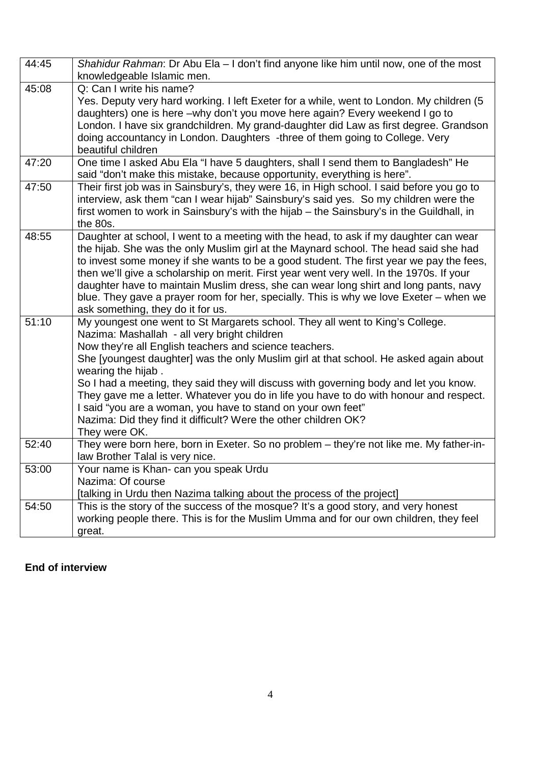| | |
|---|---|
| 44:45 | *Shahidur Rahman*: Dr Abu Ela – I don't find anyone like him until now, one of the most knowledgeable Islamic men. |
| 45:08 | Q: Can I write his name?<br>Yes. Deputy very hard working. I left Exeter for a while, went to London. My children (5 daughters) one is here –why don't you move here again? Every weekend I go to London. I have six grandchildren. My grand-daughter did Law as first degree. Grandson doing accountancy in London. Daughters -three of them going to College. Very beautiful children |
| 47:20 | One time I asked Abu Ela "I have 5 daughters, shall I send them to Bangladesh" He said "don't make this mistake, because opportunity, everything is here". |
| 47:50 | Their first job was in Sainsbury's, they were 16, in High school. I said before you go to interview, ask them "can I wear hijab" Sainsbury's said yes. So my children were the first women to work in Sainsbury's with the hijab – the Sainsbury's in the Guildhall, in the 80s. |
| 48:55 | Daughter at school, I went to a meeting with the head, to ask if my daughter can wear the hijab. She was the only Muslim girl at the Maynard school. The head said she had to invest some money if she wants to be a good student. The first year we pay the fees, then we'll give a scholarship on merit. First year went very well. In the 1970s. If your daughter have to maintain Muslim dress, she can wear long shirt and long pants, navy blue. They gave a prayer room for her, specially. This is why we love Exeter – when we ask something, they do it for us. |
| 51:10 | My youngest one went to St Margarets school. They all went to King's College.<br>Nazima: Mashallah - all very bright children<br>Now they're all English teachers and science teachers.<br>She [youngest daughter] was the only Muslim girl at that school. He asked again about wearing the hijab .<br>So I had a meeting, they said they will discuss with governing body and let you know. They gave me a letter. Whatever you do in life you have to do with honour and respect. I said "you are a woman, you have to stand on your own feet"<br>Nazima: Did they find it difficult? Were the other children OK?<br>They were OK. |
| 52:40 | They were born here, born in Exeter. So no problem – they're not like me. My father-in-law Brother Talal is very nice. |
| 53:00 | Your name is Khan- can you speak Urdu<br>Nazima: Of course<br>[talking in Urdu then Nazima talking about the process of the project] |
| 54:50 | This is the story of the success of the mosque? It's a good story, and very honest working people there. This is for the Muslim Umma and for our own children, they feel great. |

**End of interview**